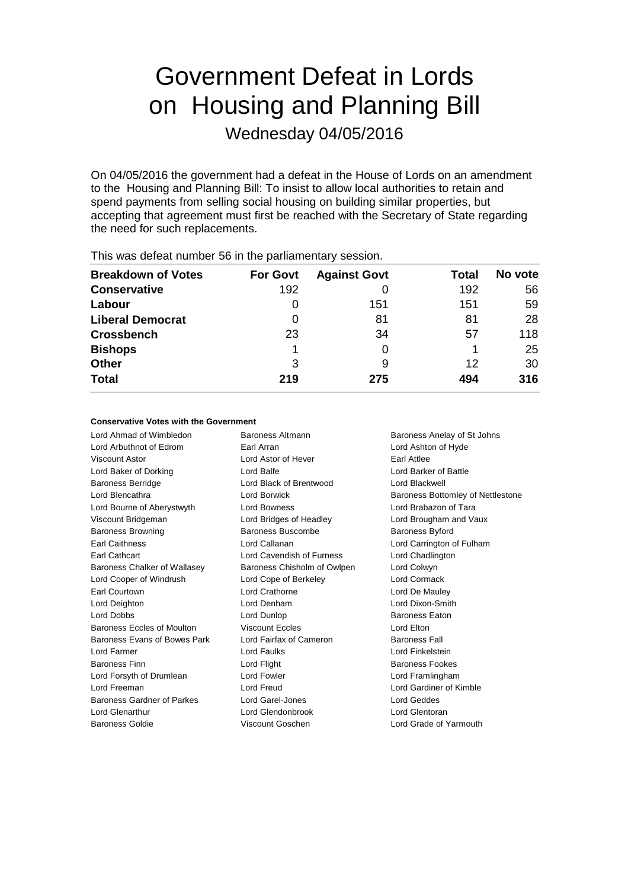# Government Defeat in Lords on Housing and Planning Bill

Wednesday 04/05/2016

On 04/05/2016 the government had a defeat in the House of Lords on an amendment to the Housing and Planning Bill: To insist to allow local authorities to retain and spend payments from selling social housing on building similar properties, but accepting that agreement must first be reached with the Secretary of State regarding the need for such replacements.

This was defeat number 56 in the parliamentary session.

| Breakdown of Votes | For Govt | Against Govt | Total | No vote |
|---|---|---|---|---|
| **Conservative** | 192 | 0 | 192 | 56 |
| **Labour** | 0 | 151 | 151 | 59 |
| **Liberal Democrat** | 0 | 81 | 81 | 28 |
| **Crossbench** | 23 | 34 | 57 | 118 |
| **Bishops** | 1 | 0 | 1 | 25 |
| **Other** | 3 | 9 | 12 | 30 |
| **Total** | **219** | **275** | **494** | **316** |

### Conservative Votes with the Government

Lord Ahmad of Wimbledon
Baroness Altmann
Baroness Anelay of St Johns
Lord Arbuthnot of Edrom
Earl Arran
Lord Ashton of Hyde
Viscount Astor
Lord Astor of Hever
Earl Attlee
Lord Baker of Dorking
Lord Balfe
Lord Barker of Battle
Baroness Berridge
Lord Black of Brentwood
Lord Blackwell
Lord Blencathra
Lord Borwick
Baroness Bottomley of Nettlestone
Lord Bourne of Aberystwyth
Lord Bowness
Lord Brabazon of Tara
Viscount Bridgeman
Lord Bridges of Headley
Lord Brougham and Vaux
Baroness Browning
Baroness Buscombe
Baroness Byford
Earl Caithness
Lord Callanan
Lord Carrington of Fulham
Earl Cathcart
Lord Cavendish of Furness
Lord Chadlington
Baroness Chalker of Wallasey
Baroness Chisholm of Owlpen
Lord Colwyn
Lord Cooper of Windrush
Lord Cope of Berkeley
Lord Cormack
Earl Courtown
Lord Crathorne
Lord De Mauley
Lord Deighton
Lord Denham
Lord Dixon-Smith
Lord Dobbs
Lord Dunlop
Baroness Eaton
Baroness Eccles of Moulton
Viscount Eccles
Lord Elton
Baroness Evans of Bowes Park
Lord Fairfax of Cameron
Baroness Fall
Lord Farmer
Lord Faulks
Lord Finkelstein
Baroness Finn
Lord Flight
Baroness Fookes
Lord Forsyth of Drumlean
Lord Fowler
Lord Framlingham
Lord Freeman
Lord Freud
Lord Gardiner of Kimble
Baroness Gardner of Parkes
Lord Garel-Jones
Lord Geddes
Lord Glenarthur
Lord Glendonbrook
Lord Glentoran
Baroness Goldie
Viscount Goschen
Lord Grade of Yarmouth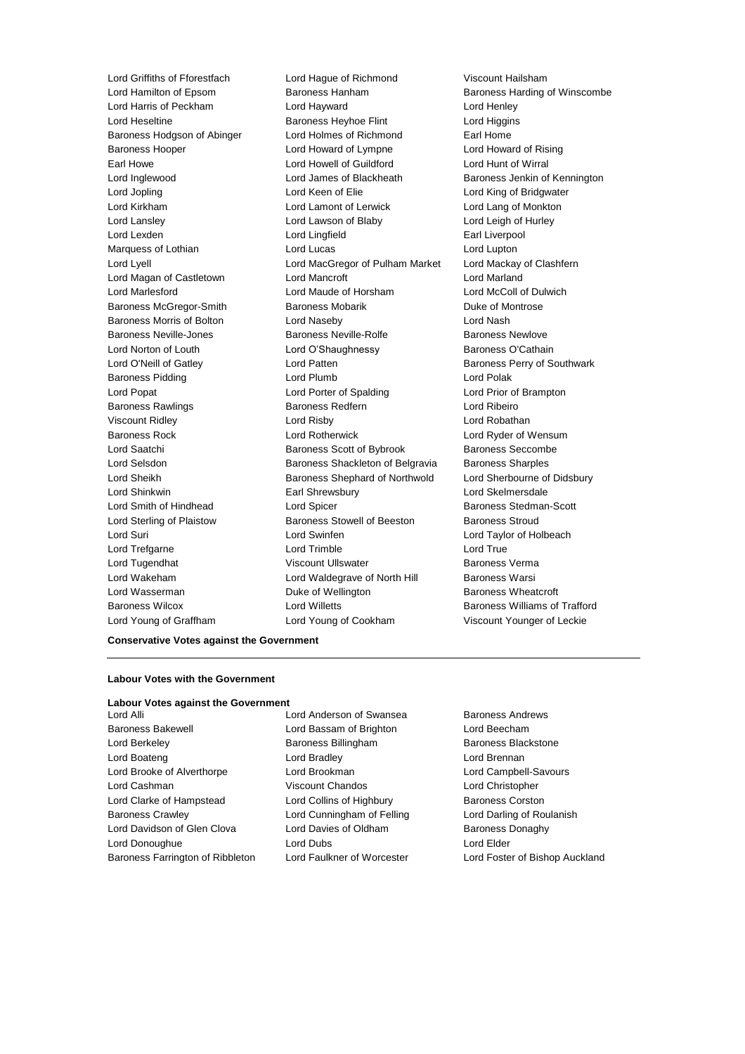Lord Griffiths of Fforestfach
Lord Hague of Richmond
Viscount Hailsham
Lord Hamilton of Epsom
Baroness Hanham
Baroness Harding of Winscombe
Lord Harris of Peckham
Lord Hayward
Lord Henley
Lord Heseltine
Baroness Heyhoe Flint
Lord Higgins
Baroness Hodgson of Abinger
Lord Holmes of Richmond
Earl Home
Baroness Hooper
Lord Howard of Lympne
Lord Howard of Rising
Earl Howe
Lord Howell of Guildford
Lord Hunt of Wirral
Lord Inglewood
Lord James of Blackheath
Baroness Jenkin of Kennington
Lord Jopling
Lord Keen of Elie
Lord King of Bridgwater
Lord Kirkham
Lord Lamont of Lerwick
Lord Lang of Monkton
Lord Lansley
Lord Lawson of Blaby
Lord Leigh of Hurley
Lord Lexden
Lord Lingfield
Earl Liverpool
Marquess of Lothian
Lord Lucas
Lord Lupton
Lord Lyell
Lord MacGregor of Pulham Market
Lord Mackay of Clashfern
Lord Magan of Castletown
Lord Mancroft
Lord Marland
Lord Marlesford
Lord Maude of Horsham
Lord McColl of Dulwich
Baroness McGregor-Smith
Baroness Mobarik
Duke of Montrose
Baroness Morris of Bolton
Lord Naseby
Lord Nash
Baroness Neville-Jones
Baroness Neville-Rolfe
Baroness Newlove
Lord Norton of Louth
Lord O'Shaughnessy
Baroness O'Cathain
Lord O'Neill of Gatley
Lord Patten
Baroness Perry of Southwark
Baroness Pidding
Lord Plumb
Lord Polak
Lord Popat
Lord Porter of Spalding
Lord Prior of Brampton
Baroness Rawlings
Baroness Redfern
Lord Ribeiro
Viscount Ridley
Lord Risby
Lord Robathan
Baroness Rock
Lord Rotherwick
Lord Ryder of Wensum
Lord Saatchi
Baroness Scott of Bybrook
Baroness Seccombe
Lord Selsdon
Baroness Shackleton of Belgravia
Baroness Sharples
Lord Sheikh
Baroness Shephard of Northwold
Lord Sherbourne of Didsbury
Lord Shinkwin
Earl Shrewsbury
Lord Skelmersdale
Lord Smith of Hindhead
Lord Spicer
Baroness Stedman-Scott
Lord Sterling of Plaistow
Baroness Stowell of Beeston
Baroness Stroud
Lord Suri
Lord Swinfen
Lord Taylor of Holbeach
Lord Trefgarne
Lord Trimble
Lord True
Lord Tugendhat
Viscount Ullswater
Baroness Verma
Lord Wakeham
Lord Waldegrave of North Hill
Baroness Warsi
Lord Wasserman
Duke of Wellington
Baroness Wheatcroft
Baroness Wilcox
Lord Willetts
Baroness Williams of Trafford
Lord Young of Graffham
Lord Young of Cookham
Viscount Younger of Leckie

**Conservative Votes against the Government**

---

**Labour Votes with the Government**

**Labour Votes against the Government**

Lord Alli
Lord Anderson of Swansea
Baroness Andrews
Baroness Bakewell
Lord Bassam of Brighton
Lord Beecham
Lord Berkeley
Baroness Billingham
Baroness Blackstone
Lord Boateng
Lord Bradley
Lord Brennan
Lord Brooke of Alverthorpe
Lord Brookman
Lord Campbell-Savours
Lord Cashman
Viscount Chandos
Lord Christopher
Lord Clarke of Hampstead
Lord Collins of Highbury
Baroness Corston
Baroness Crawley
Lord Cunningham of Felling
Lord Darling of Roulanish
Lord Davidson of Glen Clova
Lord Davies of Oldham
Baroness Donaghy
Lord Donoughue
Lord Dubs
Lord Elder
Baroness Farrington of Ribbleton
Lord Faulkner of Worcester
Lord Foster of Bishop Auckland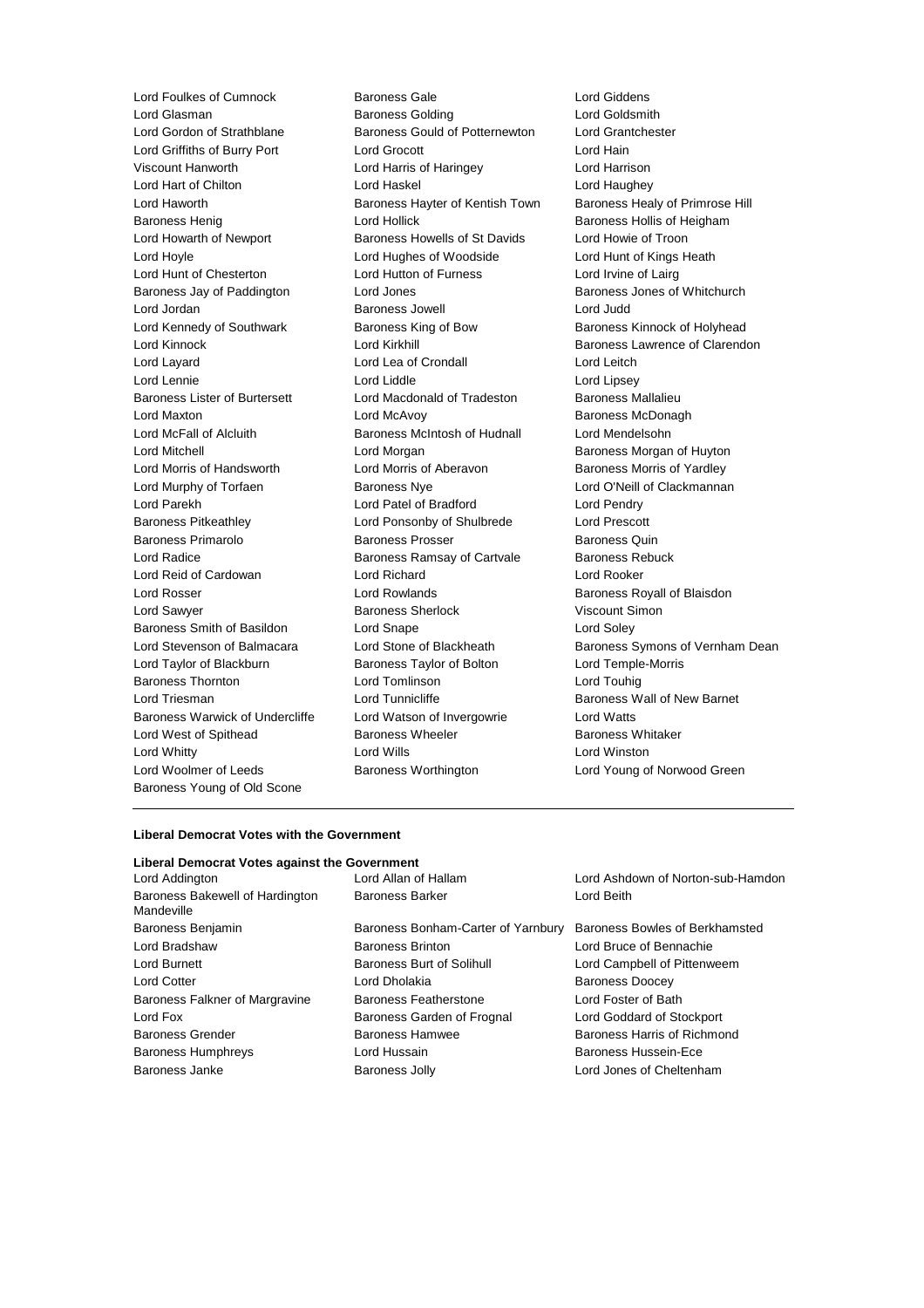Lord Foulkes of Cumnock
Baroness Gale
Lord Giddens
Lord Glasman
Baroness Golding
Lord Goldsmith
Lord Gordon of Strathblane
Baroness Gould of Potternewton
Lord Grantchester
Lord Griffiths of Burry Port
Lord Grocott
Lord Hain
Viscount Hanworth
Lord Harris of Haringey
Lord Harrison
Lord Hart of Chilton
Lord Haskel
Lord Haughey
Lord Haworth
Baroness Hayter of Kentish Town
Baroness Healy of Primrose Hill
Baroness Henig
Lord Hollick
Baroness Hollis of Heigham
Lord Howarth of Newport
Baroness Howells of St Davids
Lord Howie of Troon
Lord Hoyle
Lord Hughes of Woodside
Lord Hunt of Kings Heath
Lord Hunt of Chesterton
Lord Hutton of Furness
Lord Irvine of Lairg
Baroness Jay of Paddington
Lord Jones
Baroness Jones of Whitchurch
Lord Jordan
Baroness Jowell
Lord Judd
Lord Kennedy of Southwark
Baroness King of Bow
Baroness Kinnock of Holyhead
Lord Kinnock
Lord Kirkhill
Baroness Lawrence of Clarendon
Lord Layard
Lord Lea of Crondall
Lord Leitch
Lord Lennie
Lord Liddle
Lord Lipsey
Baroness Lister of Burtersett
Lord Macdonald of Tradeston
Baroness Mallalieu
Lord Maxton
Lord McAvoy
Baroness McDonagh
Lord McFall of Alcluith
Baroness McIntosh of Hudnall
Lord Mendelsohn
Lord Mitchell
Lord Morgan
Baroness Morgan of Huyton
Lord Morris of Handsworth
Lord Morris of Aberavon
Baroness Morris of Yardley
Lord Murphy of Torfaen
Baroness Nye
Lord O'Neill of Clackmannan
Lord Parekh
Lord Patel of Bradford
Lord Pendry
Baroness Pitkeathley
Lord Ponsonby of Shulbrede
Lord Prescott
Baroness Primarolo
Baroness Prosser
Baroness Quin
Lord Radice
Baroness Ramsay of Cartvale
Baroness Rebuck
Lord Reid of Cardowan
Lord Richard
Lord Rooker
Lord Rosser
Lord Rowlands
Baroness Royall of Blaisdon
Lord Sawyer
Baroness Sherlock
Viscount Simon
Baroness Smith of Basildon
Lord Snape
Lord Soley
Lord Stevenson of Balmacara
Lord Stone of Blackheath
Baroness Symons of Vernham Dean
Lord Taylor of Blackburn
Baroness Taylor of Bolton
Lord Temple-Morris
Baroness Thornton
Lord Tomlinson
Lord Touhig
Lord Triesman
Lord Tunnicliffe
Baroness Wall of New Barnet
Baroness Warwick of Undercliffe
Lord Watson of Invergowrie
Lord Watts
Lord West of Spithead
Baroness Wheeler
Baroness Whitaker
Lord Whitty
Lord Wills
Lord Winston
Lord Woolmer of Leeds
Baroness Worthington
Lord Young of Norwood Green
Baroness Young of Old Scone

---

**Liberal Democrat Votes with the Government**

**Liberal Democrat Votes against the Government**

Lord Addington
Lord Allan of Hallam
Lord Ashdown of Norton-sub-Hamdon
Baroness Bakewell of Hardington Mandeville
Baroness Barker
Lord Beith
Baroness Benjamin
Baroness Bonham-Carter of Yarnbury
Baroness Bowles of Berkhamsted
Lord Bradshaw
Baroness Brinton
Lord Bruce of Bennachie
Lord Burnett
Baroness Burt of Solihull
Lord Campbell of Pittenweem
Lord Cotter
Lord Dholakia
Baroness Doocey
Baroness Falkner of Margravine
Baroness Featherstone
Lord Foster of Bath
Lord Fox
Baroness Garden of Frognal
Lord Goddard of Stockport
Baroness Grender
Baroness Hamwee
Baroness Harris of Richmond
Baroness Humphreys
Lord Hussain
Baroness Hussein-Ece
Baroness Janke
Baroness Jolly
Lord Jones of Cheltenham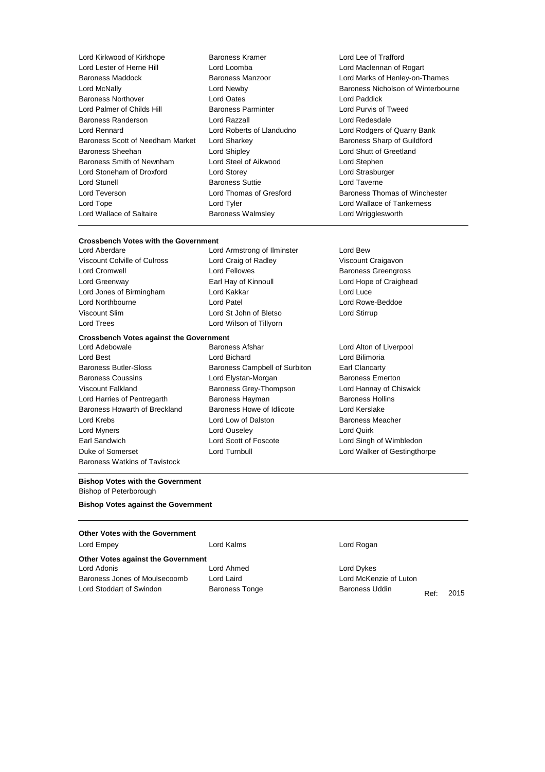Lord Kirkwood of Kirkhope
Baroness Kramer
Lord Lee of Trafford
Lord Lester of Herne Hill
Lord Loomba
Lord Maclennan of Rogart
Baroness Maddock
Baroness Manzoor
Lord Marks of Henley-on-Thames
Lord McNally
Lord Newby
Baroness Nicholson of Winterbourne
Baroness Northover
Lord Oates
Lord Paddick
Lord Palmer of Childs Hill
Baroness Parminter
Lord Purvis of Tweed
Baroness Randerson
Lord Razzall
Lord Redesdale
Lord Rennard
Lord Roberts of Llandudno
Lord Rodgers of Quarry Bank
Baroness Scott of Needham Market
Lord Sharkey
Baroness Sharp of Guildford
Baroness Sheehan
Lord Shipley
Lord Shutt of Greetland
Baroness Smith of Newnham
Lord Steel of Aikwood
Lord Stephen
Lord Stoneham of Droxford
Lord Storey
Lord Strasburger
Lord Stunell
Baroness Suttie
Lord Taverne
Lord Teverson
Lord Thomas of Gresford
Baroness Thomas of Winchester
Lord Tope
Lord Tyler
Lord Wallace of Tankerness
Lord Wallace of Saltaire
Baroness Walmsley
Lord Wrigglesworth

---

**Crossbench Votes with the Government**

Lord Aberdare
Lord Armstrong of Ilminster
Lord Bew
Viscount Colville of Culross
Lord Craig of Radley
Viscount Craigavon
Lord Cromwell
Lord Fellowes
Baroness Greengross
Lord Greenway
Earl Hay of Kinnoull
Lord Hope of Craighead
Lord Jones of Birmingham
Lord Kakkar
Lord Luce
Lord Northbourne
Lord Patel
Lord Rowe-Beddoe
Viscount Slim
Lord St John of Bletso
Lord Stirrup
Lord Trees
Lord Wilson of Tillyorn

**Crossbench Votes against the Government**

Lord Adebowale
Baroness Afshar
Lord Alton of Liverpool
Lord Best
Lord Bichard
Lord Bilimoria
Baroness Butler-Sloss
Baroness Campbell of Surbiton
Earl Clancarty
Baroness Coussins
Lord Elystan-Morgan
Baroness Emerton
Viscount Falkland
Baroness Grey-Thompson
Lord Hannay of Chiswick
Lord Harries of Pentregarth
Baroness Hayman
Baroness Hollins
Baroness Howarth of Breckland
Baroness Howe of Idlicote
Lord Kerslake
Lord Krebs
Lord Low of Dalston
Baroness Meacher
Lord Myners
Lord Ouseley
Lord Quirk
Earl Sandwich
Lord Scott of Foscote
Lord Singh of Wimbledon
Duke of Somerset
Lord Turnbull
Lord Walker of Gestingthorpe
Baroness Watkins of Tavistock

---

**Bishop Votes with the Government**

Bishop of Peterborough

**Bishop Votes against the Government**

---

**Other Votes with the Government**

Lord Empey
Lord Kalms
Lord Rogan

**Other Votes against the Government**

Lord Adonis
Lord Ahmed
Lord Dykes
Baroness Jones of Moulsecoomb
Lord Laird
Lord McKenzie of Luton
Lord Stoddart of Swindon
Baroness Tonge
Baroness Uddin

Ref: 2015